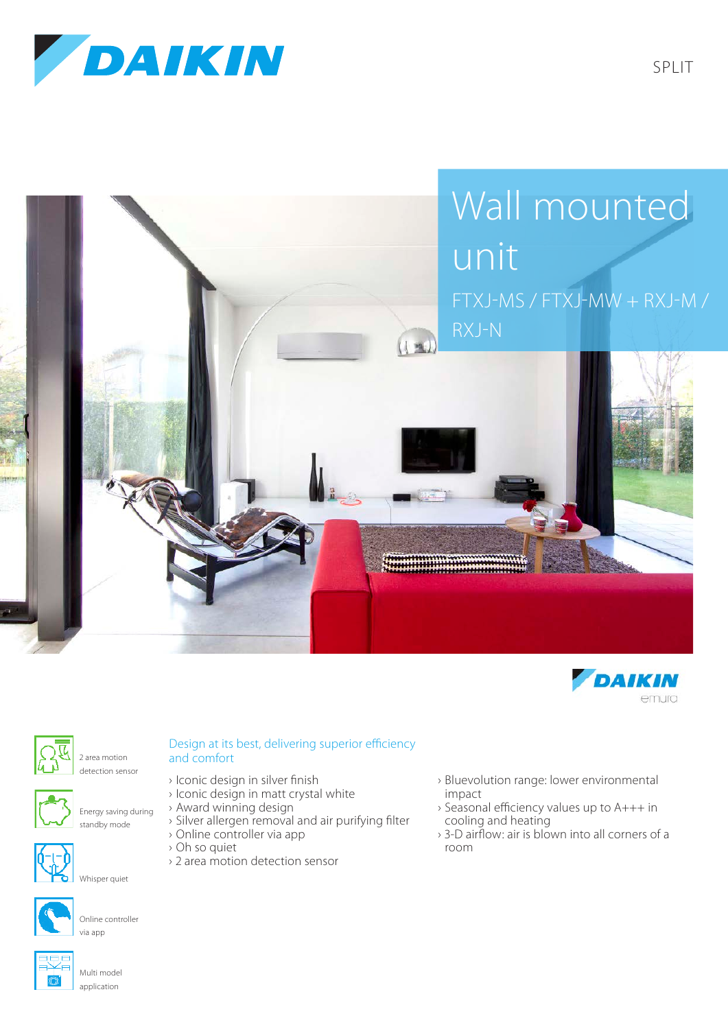DAIKIN

SPLIT

# Wall mounted unit

FTXJ-MS / FTXJ-MW + RXJ-M / RXJ-N

DAIKIN emura

2 area motion detection sensor

Energy saving during standby mode

Whisper quiet

Online controller via app

Multi model application

## Design at its best, delivering superior efficiency and comfort

- Iconic design in silver finish
- Iconic design in matt crystal white
- Award winning design
- Silver allergen removal and air purifying filter
- Online controller via app
- Oh so quiet
- 2 area motion detection sensor
- Bluevolution range: lower environmental impact
- Seasonal efficiency values up to A+++ in cooling and heating
- 3-D airflow: air is blown into all corners of a room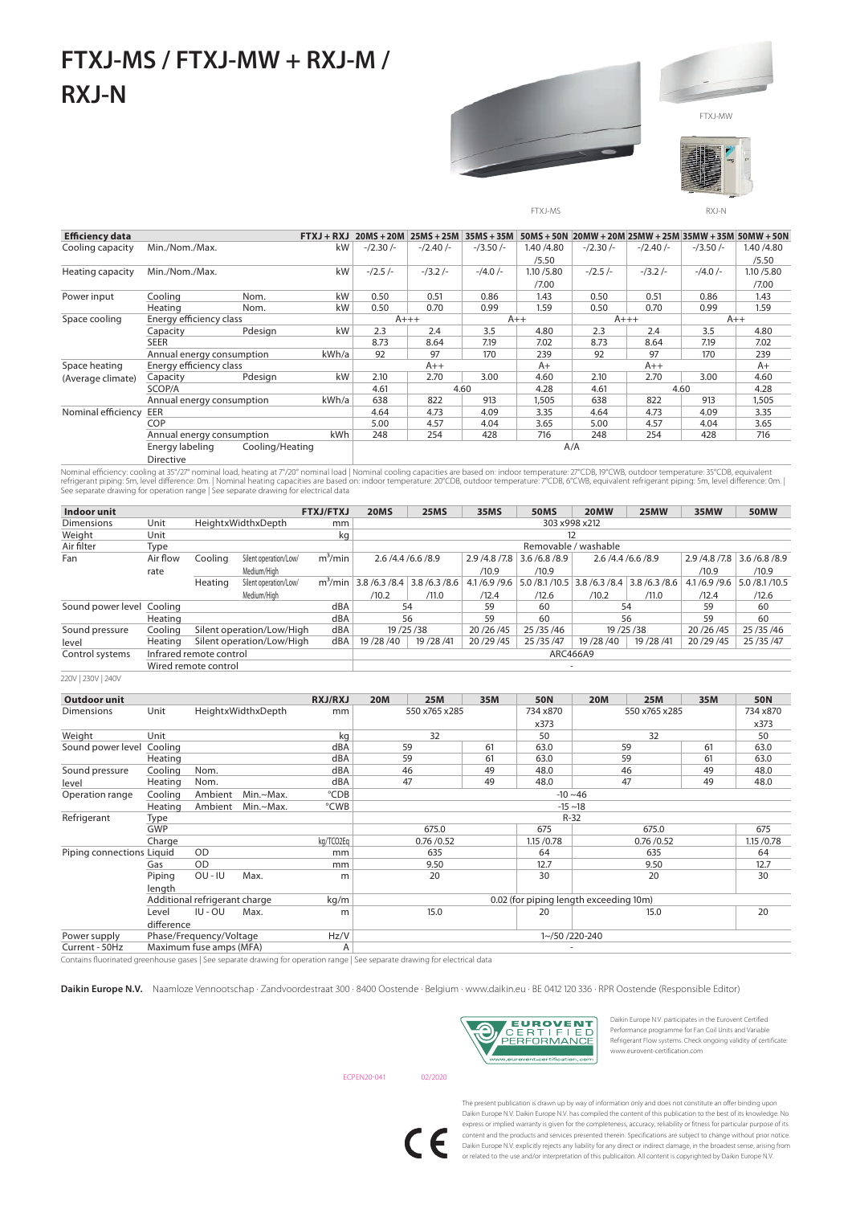# FTXJ-MS / FTXJ-MW + RXJ-M / RXJ-N

FTXJ-MW

FTXJ-MS

RXJ-N

| Efficiency data | | | FTXJ + RXJ | 20MS + 20M | 25MS + 25M | 35MS + 35M | 50MS + 50N | 20MW + 20M | 25MW + 25M | 35MW + 35M | 50MW + 50N |
|---|---|---|---|---|---|---|---|---|---|---|---|
| Cooling capacity | Min./Nom./Max. | | kW | -/2.30 /- | -/2.40 /- | -/3.50 /- | 1.40 /4.80 /5.50 | -/2.30 /- | -/2.40 /- | -/3.50 /- | 1.40 /4.80 /5.50 |
| Heating capacity | Min./Nom./Max. | | kW | -/2.5 /- | -/3.2 /- | -/4.0 /- | 1.10 /5.80 /7.00 | -/2.5 /- | -/3.2 /- | -/4.0 /- | 1.10 /5.80 /7.00 |
| Power input | Cooling | Nom. | kW | 0.50 | 0.51 | 0.86 | 1.43 | 0.50 | 0.51 | 0.86 | 1.43 |
| | Heating | Nom. | kW | 0.50 | 0.70 | 0.99 | 1.59 | 0.50 | 0.70 | 0.99 | 1.59 |
| Space cooling | Energy efficiency class | | | A+++ | | A++ | | A+++ | | A++ | |
| | Capacity | Pdesign | kW | 2.3 | 2.4 | 3.5 | 4.80 | 2.3 | 2.4 | 3.5 | 4.80 |
| | SEER | | | 8.73 | 8.64 | 7.19 | 7.02 | 8.73 | 8.64 | 7.19 | 7.02 |
| | Annual energy consumption | | kWh/a | 92 | 97 | 170 | 239 | 92 | 97 | 170 | 239 |
| Space heating (Average climate) | Energy efficiency class | | | A++ | | | A+ | A++ | | | A+ |
| | Capacity | Pdesign | kW | 2.10 | 2.70 | 3.00 | 4.60 | 2.10 | 2.70 | 3.00 | 4.60 |
| | SCOP/A | | | 4.61 | 4.60 | | 4.28 | 4.61 | 4.60 | | 4.28 |
| | Annual energy consumption | | kWh/a | 638 | 822 | 913 | 1,505 | 638 | 822 | 913 | 1,505 |
| Nominal efficiency | EER | | | 4.64 | 4.73 | 4.09 | 3.35 | 4.64 | 4.73 | 4.09 | 3.35 |
| | COP | | | 5.00 | 4.57 | 4.04 | 3.65 | 5.00 | 4.57 | 4.04 | 3.65 |
| | Annual energy consumption | | kWh | 248 | 254 | 428 | 716 | 248 | 254 | 428 | 716 |
| | Energy labeling Directive | Cooling/Heating | | A/A | | | | | | | |

Nominal efficiency: cooling at 35°/27° nominal load, heating at 7°/20° nominal load | Nominal cooling capacities are based on: indoor temperature: 27°CDB, 19°CWB, outdoor temperature: 35°CDB, equivalent refrigerant piping: 5m, level difference: 0m. | Nominal heating capacities are based on: indoor temperature: 20°CDB, outdoor temperature: 7°CDB, 6°CWB, equivalent refrigerant piping: 5m, level difference: 0m. | See separate drawing for operation range | See separate drawing for electrical data

| Indoor unit | | | | FTXJ/FTXJ | 20MS | 25MS | 35MS | 50MS | 20MW | 25MW | 35MW | 50MW |
|---|---|---|---|---|---|---|---|---|---|---|---|---|
| Dimensions | Unit | HeightxWidthxDepth | | mm | 303 x998 x212 | | | | | | | |
| Weight | Unit | | | kg | 12 | | | | | | | |
| Air filter | Type | | | | Removable / washable | | | | | | | |
| Fan | Air flow rate | Cooling | Silent operation/Low/Medium/High | m³/min | 2.6 /4.4 /6.6 /8.9 | | 2.9 /4.8 /7.8 /10.9 | 3.6 /6.8 /8.9 /10.9 | 2.6 /4.4 /6.6 /8.9 | | 2.9 /4.8 /7.8 /10.9 | 3.6 /6.8 /8.9 /10.9 |
| | | Heating | Silent operation/Low/Medium/High | m³/min | 3.8 /6.3 /8.4 /10.2 | 3.8 /6.3 /8.6 /11.0 | 4.1 /6.9 /9.6 /12.4 | 5.0 /8.1 /10.5 /12.6 | 3.8 /6.3 /8.4 /10.2 | 3.8 /6.3 /8.6 /11.0 | 4.1 /6.9 /9.6 /12.4 | 5.0 /8.1 /10.5 /12.6 |
| Sound power level | Cooling | | | dBA | 54 | | 59 | 60 | 54 | | 59 | 60 |
| | Heating | | | dBA | 56 | | 59 | 60 | 56 | | 59 | 60 |
| Sound pressure level | Cooling | Silent operation/Low/High | | dBA | 19 /25 /38 | | 20 /26 /45 | 25 /35 /46 | 19 /25 /38 | | 20 /26 /45 | 25 /35 /46 |
| | Heating | Silent operation/Low/High | | dBA | 19 /28 /40 | 19 /28 /41 | 20 /29 /45 | 25 /35 /47 | 19 /28 /40 | 19 /28 /41 | 20 /29 /45 | 25 /35 /47 |
| Control systems | Infrared remote control | | | | ARC466A9 | | | | | | | |
| | Wired remote control | | | | - | | | | | | | |

220V | 230V | 240V

| Outdoor unit | | | | RXJ/RXJ | 20M | 25M | 35M | 50N | 20M | 25M | 35M | 50N |
|---|---|---|---|---|---|---|---|---|---|---|---|---|
| Dimensions | Unit | HeightxWidthxDepth | | mm | 550 x765 x285 | | | 734 x870 x373 | 550 x765 x285 | | | 734 x870 x373 |
| Weight | Unit | | | kg | 32 | | | 50 | 32 | | | 50 |
| Sound power level | Cooling | | | dBA | 59 | | 61 | 63.0 | 59 | | 61 | 63.0 |
| | Heating | | | dBA | 59 | | 61 | 63.0 | 59 | | 61 | 63.0 |
| Sound pressure level | Cooling | Nom. | | dBA | 46 | | 49 | 48.0 | 46 | | 49 | 48.0 |
| | Heating | Nom. | | dBA | 47 | | 49 | 48.0 | 47 | | 49 | 48.0 |
| Operation range | Cooling | Ambient | Min.~Max. | °CDB | -10 ~46 | | | | | | | |
| | Heating | Ambient | Min.~Max. | °CWB | -15 ~18 | | | | | | | |
| Refrigerant | Type | | | | R-32 | | | | | | | |
| | GWP | | | | 675.0 | | | 675 | 675.0 | | | 675 |
| | Charge | | | kg/TCO2Eq | 0.76 /0.52 | | | 1.15 /0.78 | 0.76 /0.52 | | | 1.15 /0.78 |
| Piping connections | Liquid | OD | | mm | 635 | | | 64 | 635 | | | 64 |
| | Gas | OD | | mm | 9.50 | | | 12.7 | 9.50 | | | 12.7 |
| | Piping length | OU - IU | Max. | m | 20 | | | 30 | 20 | | | 30 |
| | Additional refrigerant charge | | | kg/m | 0.02 (for piping length exceeding 10m) | | | | | | | |
| | Level difference | IU - OU | Max. | m | 15.0 | | | 20 | 15.0 | | | 20 |
| Power supply | Phase/Frequency/Voltage | | | Hz/V | 1~/50 /220-240 | | | | | | | |
| Current - 50Hz | Maximum fuse amps (MFA) | | | A | - | | | | | | | |

Contains fluorinated greenhouse gases | See separate drawing for operation range | See separate drawing for electrical data

**Daikin Europe N.V.** Naamloze Vennootschap · Zandvoordestraat 300 · 8400 Oostende · Belgium · www.daikin.eu · BE 0412 120 336 · RPR Oostende (Responsible Editor)

Daikin Europe N.V. participates in the Eurovent Certified Performance programme for Fan Coil Units and Variable Refrigerant Flow systems. Check ongoing validity of certificate: www.eurovent-certification.com

ECPEN20-041 02/2020

The present publication is drawn up by way of information only and does not constitute an offer binding upon Daikin Europe N.V. Daikin Europe N.V. has compiled the content of this publication to the best of its knowledge. No express or implied warranty is given for the completeness, accuracy, reliability or fitness for particular purpose of its content and the products and services presented therein. Specifications are subject to change without prior notice. Daikin Europe N.V. explicitly rejects any liability for any direct or indirect damage, in the broadest sense, arising from or related to the use and/or interpretation of this publication. All content is copyrighted by Daikin Europe N.V.